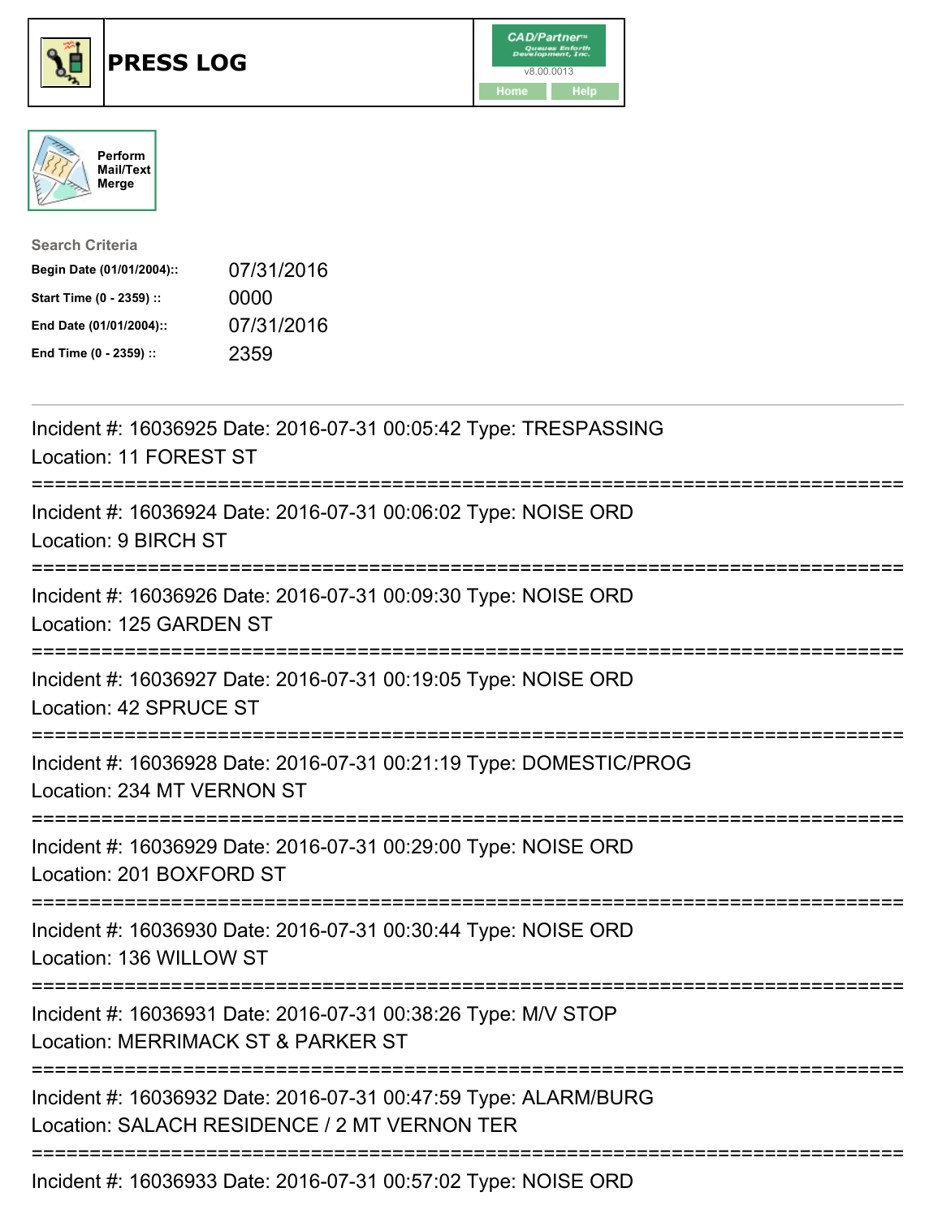# PRESS LOG

v8.00.0013

Home Help

Perform Mail/Text Merge

**Search Criteria**

| | |
|---|---|
| **Begin Date (01/01/2004)::** | 07/31/2016 |
| **Start Time (0 - 2359) ::** | 0000 |
| **End Date (01/01/2004)::** | 07/31/2016 |
| **End Time (0 - 2359) ::** | 2359 |

---

Incident #: 16036925 Date: 2016-07-31 00:05:42 Type: TRESPASSING
Location: 11 FOREST ST

===========================================================================

Incident #: 16036924 Date: 2016-07-31 00:06:02 Type: NOISE ORD
Location: 9 BIRCH ST

===========================================================================

Incident #: 16036926 Date: 2016-07-31 00:09:30 Type: NOISE ORD
Location: 125 GARDEN ST

===========================================================================

Incident #: 16036927 Date: 2016-07-31 00:19:05 Type: NOISE ORD
Location: 42 SPRUCE ST

===========================================================================

Incident #: 16036928 Date: 2016-07-31 00:21:19 Type: DOMESTIC/PROG
Location: 234 MT VERNON ST

===========================================================================

Incident #: 16036929 Date: 2016-07-31 00:29:00 Type: NOISE ORD
Location: 201 BOXFORD ST

===========================================================================

Incident #: 16036930 Date: 2016-07-31 00:30:44 Type: NOISE ORD
Location: 136 WILLOW ST

===========================================================================

Incident #: 16036931 Date: 2016-07-31 00:38:26 Type: M/V STOP
Location: MERRIMACK ST & PARKER ST

===========================================================================

Incident #: 16036932 Date: 2016-07-31 00:47:59 Type: ALARM/BURG
Location: SALACH RESIDENCE / 2 MT VERNON TER

===========================================================================

Incident #: 16036933 Date: 2016-07-31 00:57:02 Type: NOISE ORD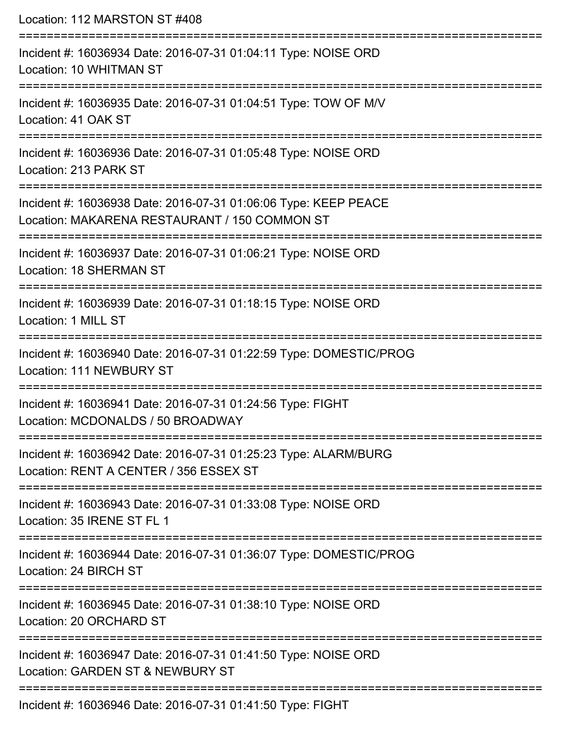Location: 112 MARSTON ST #408

===========================================================================

Incident #: 16036934 Date: 2016-07-31 01:04:11 Type: NOISE ORD
Location: 10 WHITMAN ST

===========================================================================

Incident #: 16036935 Date: 2016-07-31 01:04:51 Type: TOW OF M/V
Location: 41 OAK ST

===========================================================================

Incident #: 16036936 Date: 2016-07-31 01:05:48 Type: NOISE ORD
Location: 213 PARK ST

===========================================================================

Incident #: 16036938 Date: 2016-07-31 01:06:06 Type: KEEP PEACE
Location: MAKARENA RESTAURANT / 150 COMMON ST

===========================================================================

Incident #: 16036937 Date: 2016-07-31 01:06:21 Type: NOISE ORD
Location: 18 SHERMAN ST

===========================================================================

Incident #: 16036939 Date: 2016-07-31 01:18:15 Type: NOISE ORD
Location: 1 MILL ST

===========================================================================

Incident #: 16036940 Date: 2016-07-31 01:22:59 Type: DOMESTIC/PROG
Location: 111 NEWBURY ST

===========================================================================

Incident #: 16036941 Date: 2016-07-31 01:24:56 Type: FIGHT
Location: MCDONALDS / 50 BROADWAY

===========================================================================

Incident #: 16036942 Date: 2016-07-31 01:25:23 Type: ALARM/BURG
Location: RENT A CENTER / 356 ESSEX ST

===========================================================================

Incident #: 16036943 Date: 2016-07-31 01:33:08 Type: NOISE ORD
Location: 35 IRENE ST FL 1

===========================================================================

Incident #: 16036944 Date: 2016-07-31 01:36:07 Type: DOMESTIC/PROG
Location: 24 BIRCH ST

===========================================================================

Incident #: 16036945 Date: 2016-07-31 01:38:10 Type: NOISE ORD
Location: 20 ORCHARD ST

===========================================================================

Incident #: 16036947 Date: 2016-07-31 01:41:50 Type: NOISE ORD
Location: GARDEN ST & NEWBURY ST

===========================================================================

Incident #: 16036946 Date: 2016-07-31 01:41:50 Type: FIGHT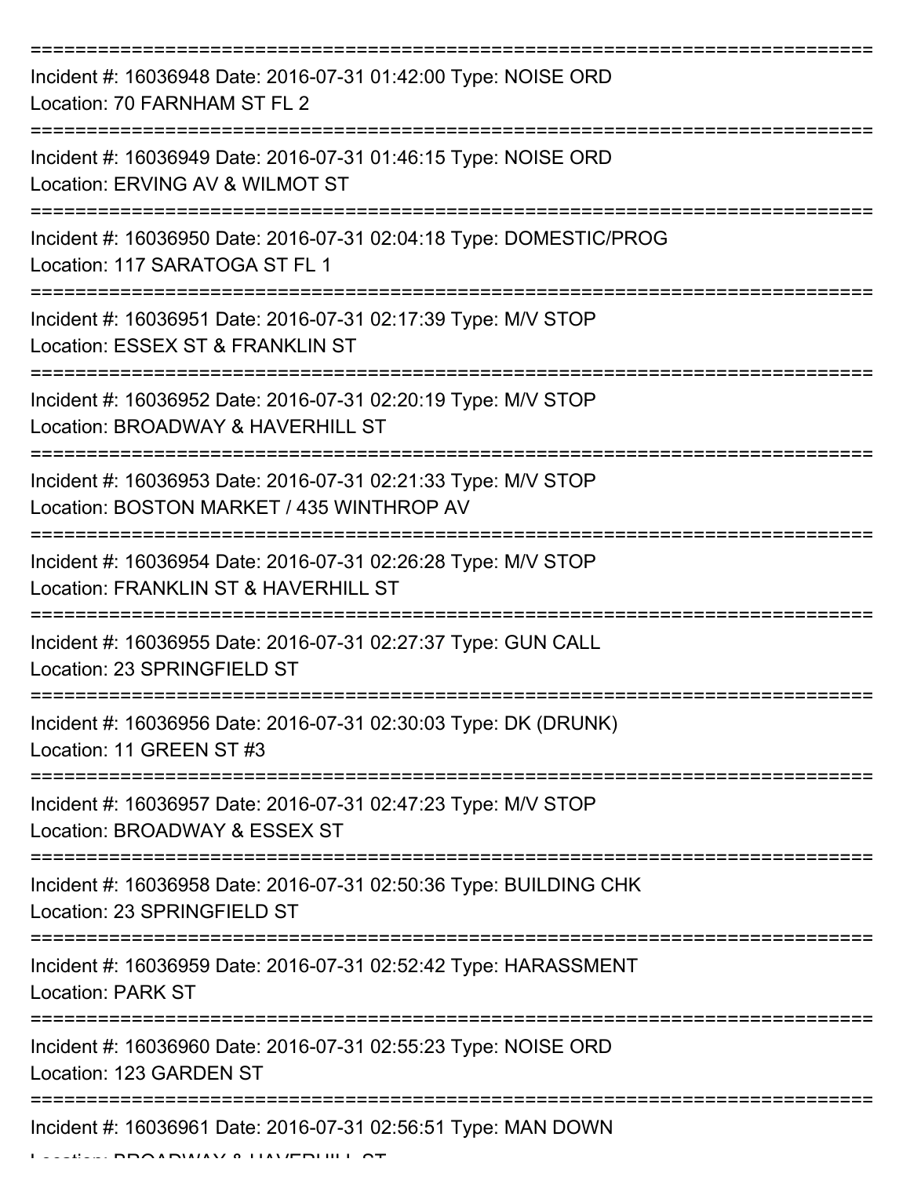===========================================================================

Incident #: 16036948 Date: 2016-07-31 01:42:00 Type: NOISE ORD
Location: 70 FARNHAM ST FL 2

===========================================================================

Incident #: 16036949 Date: 2016-07-31 01:46:15 Type: NOISE ORD
Location: ERVING AV & WILMOT ST

===========================================================================

Incident #: 16036950 Date: 2016-07-31 02:04:18 Type: DOMESTIC/PROG
Location: 117 SARATOGA ST FL 1

===========================================================================

Incident #: 16036951 Date: 2016-07-31 02:17:39 Type: M/V STOP
Location: ESSEX ST & FRANKLIN ST

===========================================================================

Incident #: 16036952 Date: 2016-07-31 02:20:19 Type: M/V STOP
Location: BROADWAY & HAVERHILL ST

===========================================================================

Incident #: 16036953 Date: 2016-07-31 02:21:33 Type: M/V STOP
Location: BOSTON MARKET / 435 WINTHROP AV

===========================================================================

Incident #: 16036954 Date: 2016-07-31 02:26:28 Type: M/V STOP
Location: FRANKLIN ST & HAVERHILL ST

===========================================================================

Incident #: 16036955 Date: 2016-07-31 02:27:37 Type: GUN CALL
Location: 23 SPRINGFIELD ST

===========================================================================

Incident #: 16036956 Date: 2016-07-31 02:30:03 Type: DK (DRUNK)
Location: 11 GREEN ST #3

===========================================================================

Incident #: 16036957 Date: 2016-07-31 02:47:23 Type: M/V STOP
Location: BROADWAY & ESSEX ST

===========================================================================

Incident #: 16036958 Date: 2016-07-31 02:50:36 Type: BUILDING CHK
Location: 23 SPRINGFIELD ST

===========================================================================

Incident #: 16036959 Date: 2016-07-31 02:52:42 Type: HARASSMENT
Location: PARK ST

===========================================================================

Incident #: 16036960 Date: 2016-07-31 02:55:23 Type: NOISE ORD
Location: 123 GARDEN ST

===========================================================================

Incident #: 16036961 Date: 2016-07-31 02:56:51 Type: MAN DOWN
Location: BROADWAY & HAVERHILL ST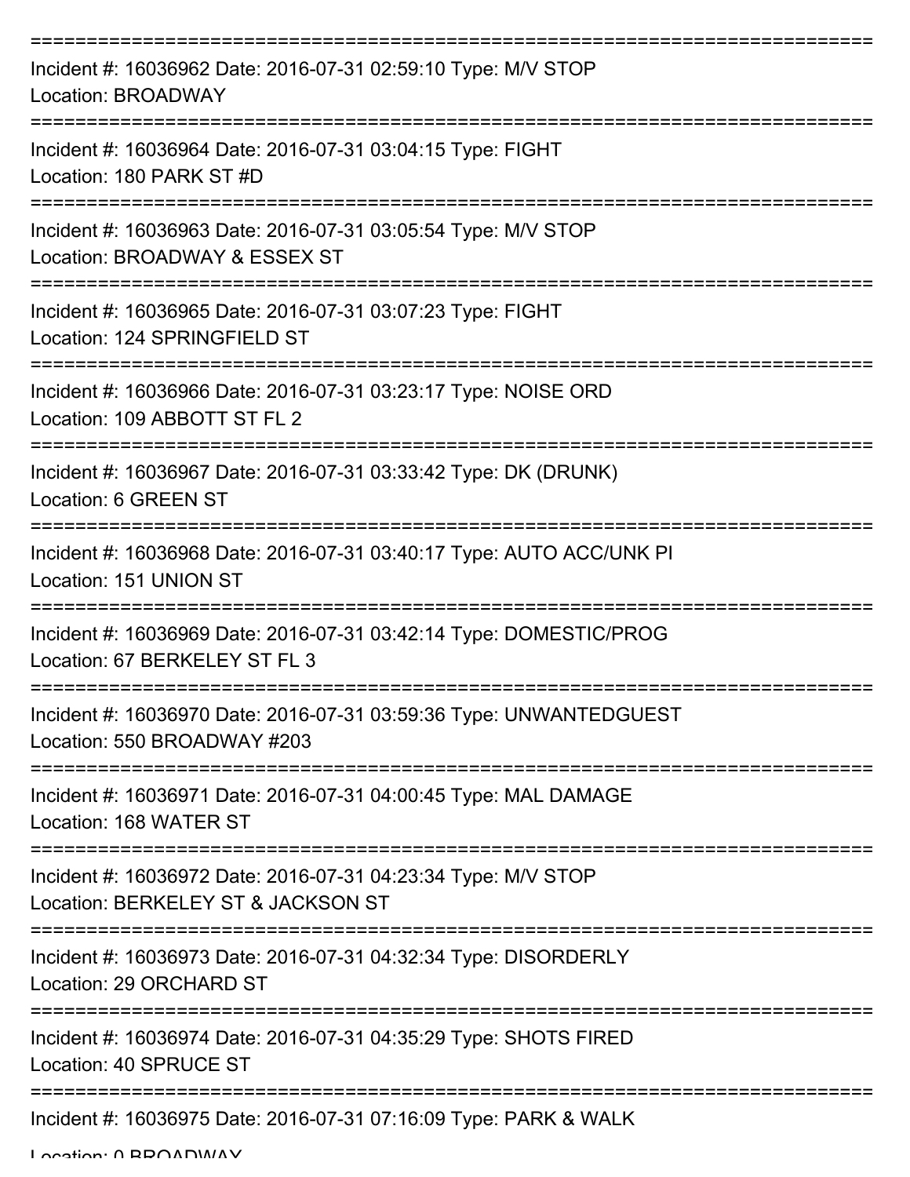===========================================================================

Incident #: 16036962 Date: 2016-07-31 02:59:10 Type: M/V STOP
Location: BROADWAY

===========================================================================

Incident #: 16036964 Date: 2016-07-31 03:04:15 Type: FIGHT
Location: 180 PARK ST #D

===========================================================================

Incident #: 16036963 Date: 2016-07-31 03:05:54 Type: M/V STOP
Location: BROADWAY & ESSEX ST

===========================================================================

Incident #: 16036965 Date: 2016-07-31 03:07:23 Type: FIGHT
Location: 124 SPRINGFIELD ST

===========================================================================

Incident #: 16036966 Date: 2016-07-31 03:23:17 Type: NOISE ORD
Location: 109 ABBOTT ST FL 2

===========================================================================

Incident #: 16036967 Date: 2016-07-31 03:33:42 Type: DK (DRUNK)
Location: 6 GREEN ST

===========================================================================

Incident #: 16036968 Date: 2016-07-31 03:40:17 Type: AUTO ACC/UNK PI
Location: 151 UNION ST

===========================================================================

Incident #: 16036969 Date: 2016-07-31 03:42:14 Type: DOMESTIC/PROG
Location: 67 BERKELEY ST FL 3

===========================================================================

Incident #: 16036970 Date: 2016-07-31 03:59:36 Type: UNWANTEDGUEST
Location: 550 BROADWAY #203

===========================================================================

Incident #: 16036971 Date: 2016-07-31 04:00:45 Type: MAL DAMAGE
Location: 168 WATER ST

===========================================================================

Incident #: 16036972 Date: 2016-07-31 04:23:34 Type: M/V STOP
Location: BERKELEY ST & JACKSON ST

===========================================================================

Incident #: 16036973 Date: 2016-07-31 04:32:34 Type: DISORDERLY
Location: 29 ORCHARD ST

===========================================================================

Incident #: 16036974 Date: 2016-07-31 04:35:29 Type: SHOTS FIRED
Location: 40 SPRUCE ST

===========================================================================

Incident #: 16036975 Date: 2016-07-31 07:16:09 Type: PARK & WALK
Location: 0 BROADWAY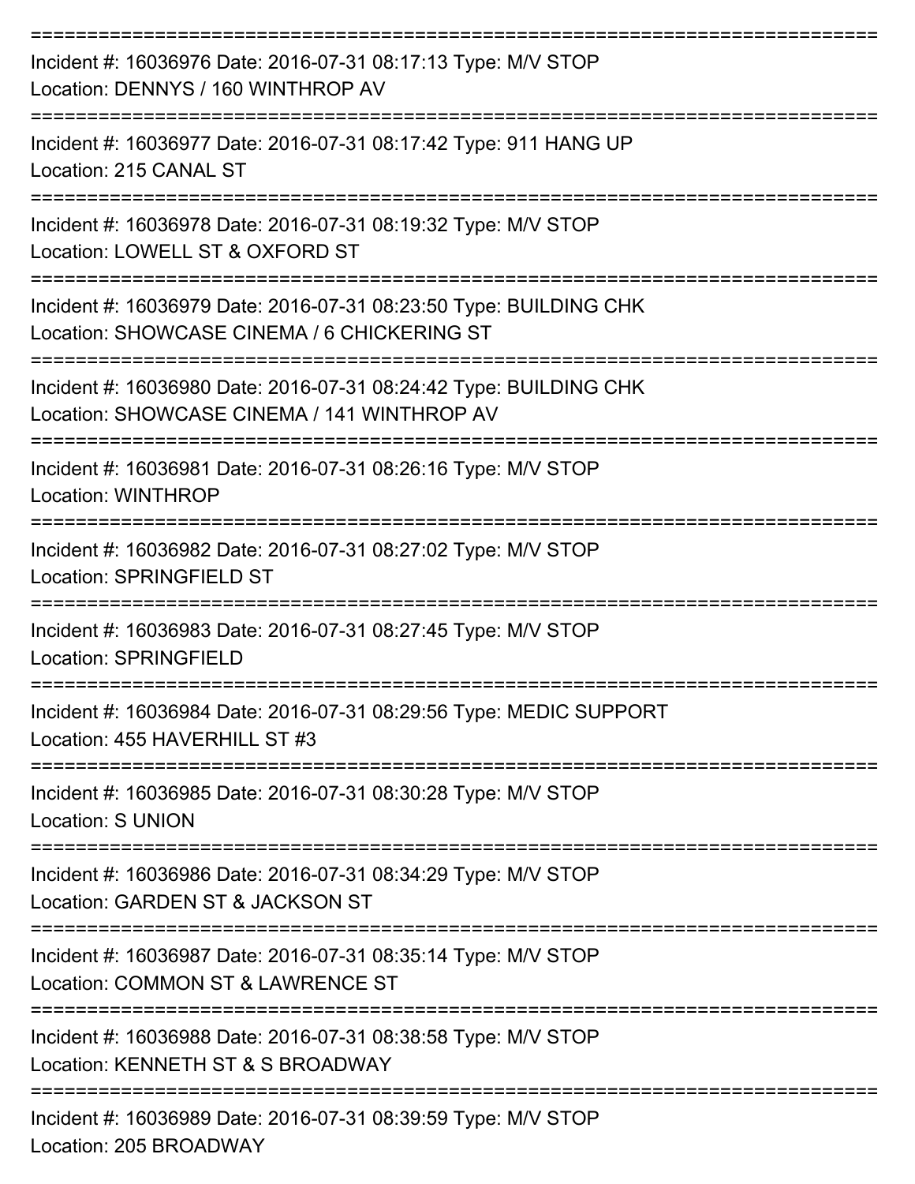===========================================================================
Incident #: 16036976 Date: 2016-07-31 08:17:13 Type: M/V STOP
Location: DENNYS / 160 WINTHROP AV
===========================================================================
Incident #: 16036977 Date: 2016-07-31 08:17:42 Type: 911 HANG UP
Location: 215 CANAL ST
===========================================================================
Incident #: 16036978 Date: 2016-07-31 08:19:32 Type: M/V STOP
Location: LOWELL ST & OXFORD ST
===========================================================================
Incident #: 16036979 Date: 2016-07-31 08:23:50 Type: BUILDING CHK
Location: SHOWCASE CINEMA / 6 CHICKERING ST
===========================================================================
Incident #: 16036980 Date: 2016-07-31 08:24:42 Type: BUILDING CHK
Location: SHOWCASE CINEMA / 141 WINTHROP AV
===========================================================================
Incident #: 16036981 Date: 2016-07-31 08:26:16 Type: M/V STOP
Location: WINTHROP
===========================================================================
Incident #: 16036982 Date: 2016-07-31 08:27:02 Type: M/V STOP
Location: SPRINGFIELD ST
===========================================================================
Incident #: 16036983 Date: 2016-07-31 08:27:45 Type: M/V STOP
Location: SPRINGFIELD
===========================================================================
Incident #: 16036984 Date: 2016-07-31 08:29:56 Type: MEDIC SUPPORT
Location: 455 HAVERHILL ST #3
===========================================================================
Incident #: 16036985 Date: 2016-07-31 08:30:28 Type: M/V STOP
Location: S UNION
===========================================================================
Incident #: 16036986 Date: 2016-07-31 08:34:29 Type: M/V STOP
Location: GARDEN ST & JACKSON ST
===========================================================================
Incident #: 16036987 Date: 2016-07-31 08:35:14 Type: M/V STOP
Location: COMMON ST & LAWRENCE ST
===========================================================================
Incident #: 16036988 Date: 2016-07-31 08:38:58 Type: M/V STOP
Location: KENNETH ST & S BROADWAY
===========================================================================
Incident #: 16036989 Date: 2016-07-31 08:39:59 Type: M/V STOP
Location: 205 BROADWAY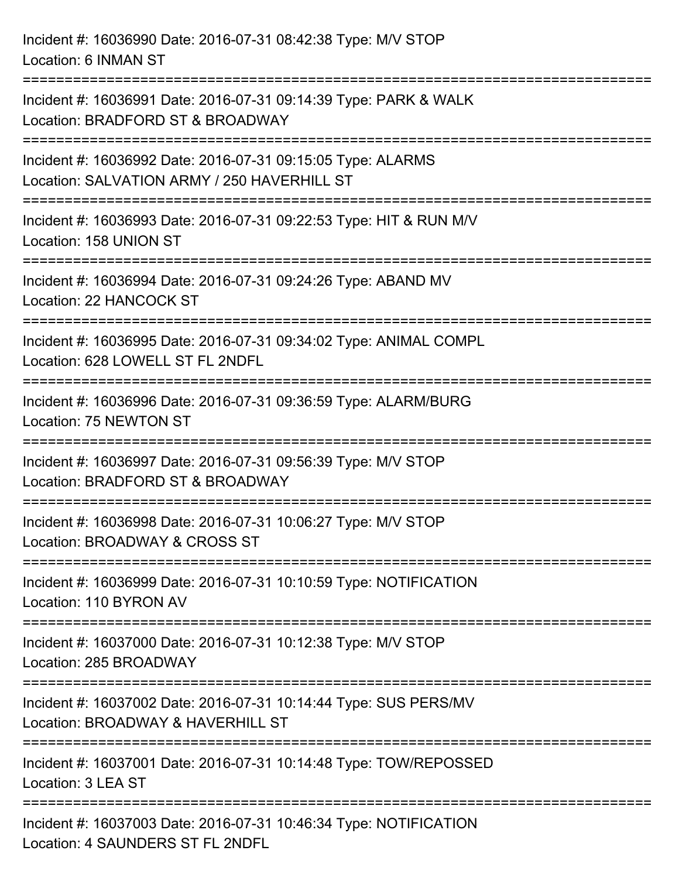Incident #: 16036990 Date: 2016-07-31 08:42:38 Type: M/V STOP
Location: 6 INMAN ST

===========================================================================

Incident #: 16036991 Date: 2016-07-31 09:14:39 Type: PARK & WALK
Location: BRADFORD ST & BROADWAY

===========================================================================

Incident #: 16036992 Date: 2016-07-31 09:15:05 Type: ALARMS
Location: SALVATION ARMY / 250 HAVERHILL ST

===========================================================================

Incident #: 16036993 Date: 2016-07-31 09:22:53 Type: HIT & RUN M/V
Location: 158 UNION ST

===========================================================================

Incident #: 16036994 Date: 2016-07-31 09:24:26 Type: ABAND MV
Location: 22 HANCOCK ST

===========================================================================

Incident #: 16036995 Date: 2016-07-31 09:34:02 Type: ANIMAL COMPL
Location: 628 LOWELL ST FL 2NDFL

===========================================================================

Incident #: 16036996 Date: 2016-07-31 09:36:59 Type: ALARM/BURG
Location: 75 NEWTON ST

===========================================================================

Incident #: 16036997 Date: 2016-07-31 09:56:39 Type: M/V STOP
Location: BRADFORD ST & BROADWAY

===========================================================================

Incident #: 16036998 Date: 2016-07-31 10:06:27 Type: M/V STOP
Location: BROADWAY & CROSS ST

===========================================================================

Incident #: 16036999 Date: 2016-07-31 10:10:59 Type: NOTIFICATION
Location: 110 BYRON AV

===========================================================================

Incident #: 16037000 Date: 2016-07-31 10:12:38 Type: M/V STOP
Location: 285 BROADWAY

===========================================================================

Incident #: 16037002 Date: 2016-07-31 10:14:44 Type: SUS PERS/MV
Location: BROADWAY & HAVERHILL ST

===========================================================================

Incident #: 16037001 Date: 2016-07-31 10:14:48 Type: TOW/REPOSSED
Location: 3 LEA ST

===========================================================================

Incident #: 16037003 Date: 2016-07-31 10:46:34 Type: NOTIFICATION
Location: 4 SAUNDERS ST FL 2NDFL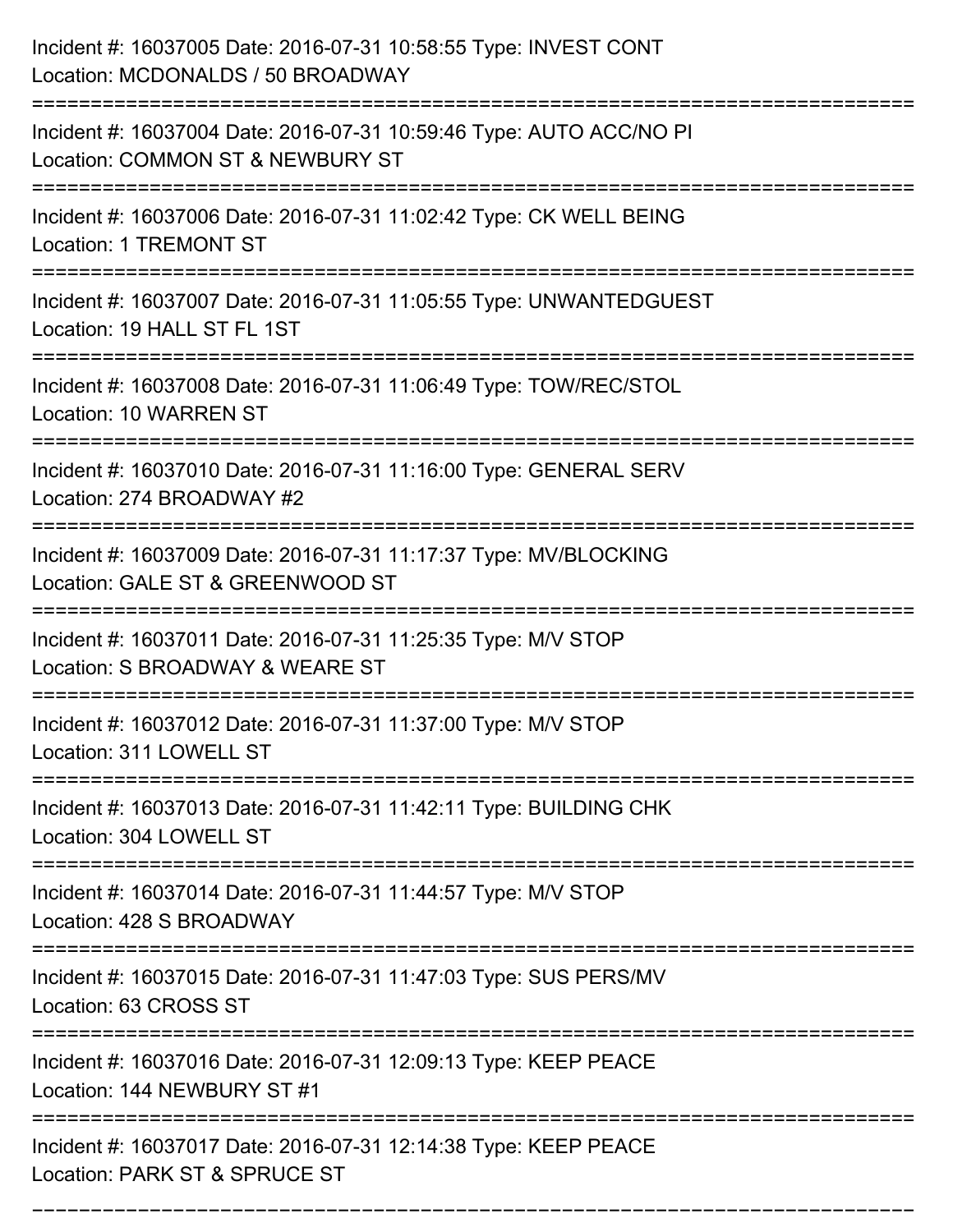Incident #: 16037005 Date: 2016-07-31 10:58:55 Type: INVEST CONT
Location: MCDONALDS / 50 BROADWAY

===========================================================================

Incident #: 16037004 Date: 2016-07-31 10:59:46 Type: AUTO ACC/NO PI
Location: COMMON ST & NEWBURY ST

===========================================================================

Incident #: 16037006 Date: 2016-07-31 11:02:42 Type: CK WELL BEING
Location: 1 TREMONT ST

===========================================================================

Incident #: 16037007 Date: 2016-07-31 11:05:55 Type: UNWANTEDGUEST
Location: 19 HALL ST FL 1ST

===========================================================================

Incident #: 16037008 Date: 2016-07-31 11:06:49 Type: TOW/REC/STOL
Location: 10 WARREN ST

===========================================================================

Incident #: 16037010 Date: 2016-07-31 11:16:00 Type: GENERAL SERV
Location: 274 BROADWAY #2

===========================================================================

Incident #: 16037009 Date: 2016-07-31 11:17:37 Type: MV/BLOCKING
Location: GALE ST & GREENWOOD ST

===========================================================================

Incident #: 16037011 Date: 2016-07-31 11:25:35 Type: M/V STOP
Location: S BROADWAY & WEARE ST

===========================================================================

Incident #: 16037012 Date: 2016-07-31 11:37:00 Type: M/V STOP
Location: 311 LOWELL ST

===========================================================================

Incident #: 16037013 Date: 2016-07-31 11:42:11 Type: BUILDING CHK
Location: 304 LOWELL ST

===========================================================================

Incident #: 16037014 Date: 2016-07-31 11:44:57 Type: M/V STOP
Location: 428 S BROADWAY

===========================================================================

Incident #: 16037015 Date: 2016-07-31 11:47:03 Type: SUS PERS/MV
Location: 63 CROSS ST

===========================================================================

Incident #: 16037016 Date: 2016-07-31 12:09:13 Type: KEEP PEACE
Location: 144 NEWBURY ST #1

===========================================================================

Incident #: 16037017 Date: 2016-07-31 12:14:38 Type: KEEP PEACE
Location: PARK ST & SPRUCE ST

===========================================================================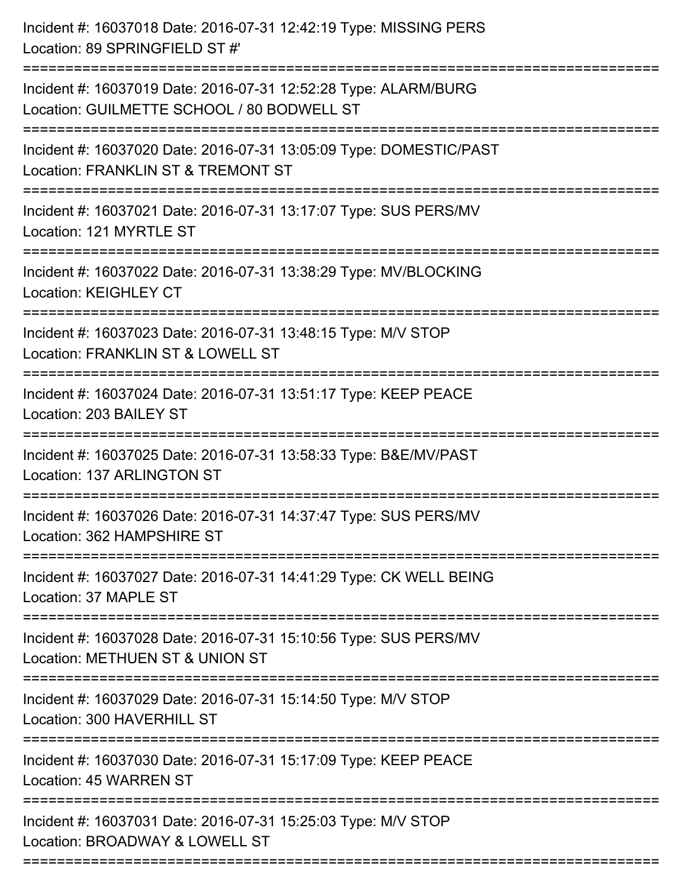Incident #: 16037018 Date: 2016-07-31 12:42:19 Type: MISSING PERS
Location: 89 SPRINGFIELD ST #'

===========================================================================

Incident #: 16037019 Date: 2016-07-31 12:52:28 Type: ALARM/BURG
Location: GUILMETTE SCHOOL / 80 BODWELL ST

===========================================================================

Incident #: 16037020 Date: 2016-07-31 13:05:09 Type: DOMESTIC/PAST
Location: FRANKLIN ST & TREMONT ST

===========================================================================

Incident #: 16037021 Date: 2016-07-31 13:17:07 Type: SUS PERS/MV
Location: 121 MYRTLE ST

===========================================================================

Incident #: 16037022 Date: 2016-07-31 13:38:29 Type: MV/BLOCKING
Location: KEIGHLEY CT

===========================================================================

Incident #: 16037023 Date: 2016-07-31 13:48:15 Type: M/V STOP
Location: FRANKLIN ST & LOWELL ST

===========================================================================

Incident #: 16037024 Date: 2016-07-31 13:51:17 Type: KEEP PEACE
Location: 203 BAILEY ST

===========================================================================

Incident #: 16037025 Date: 2016-07-31 13:58:33 Type: B&E/MV/PAST
Location: 137 ARLINGTON ST

===========================================================================

Incident #: 16037026 Date: 2016-07-31 14:37:47 Type: SUS PERS/MV
Location: 362 HAMPSHIRE ST

===========================================================================

Incident #: 16037027 Date: 2016-07-31 14:41:29 Type: CK WELL BEING
Location: 37 MAPLE ST

===========================================================================

Incident #: 16037028 Date: 2016-07-31 15:10:56 Type: SUS PERS/MV
Location: METHUEN ST & UNION ST

===========================================================================

Incident #: 16037029 Date: 2016-07-31 15:14:50 Type: M/V STOP
Location: 300 HAVERHILL ST

===========================================================================

Incident #: 16037030 Date: 2016-07-31 15:17:09 Type: KEEP PEACE
Location: 45 WARREN ST

===========================================================================

Incident #: 16037031 Date: 2016-07-31 15:25:03 Type: M/V STOP
Location: BROADWAY & LOWELL ST

===========================================================================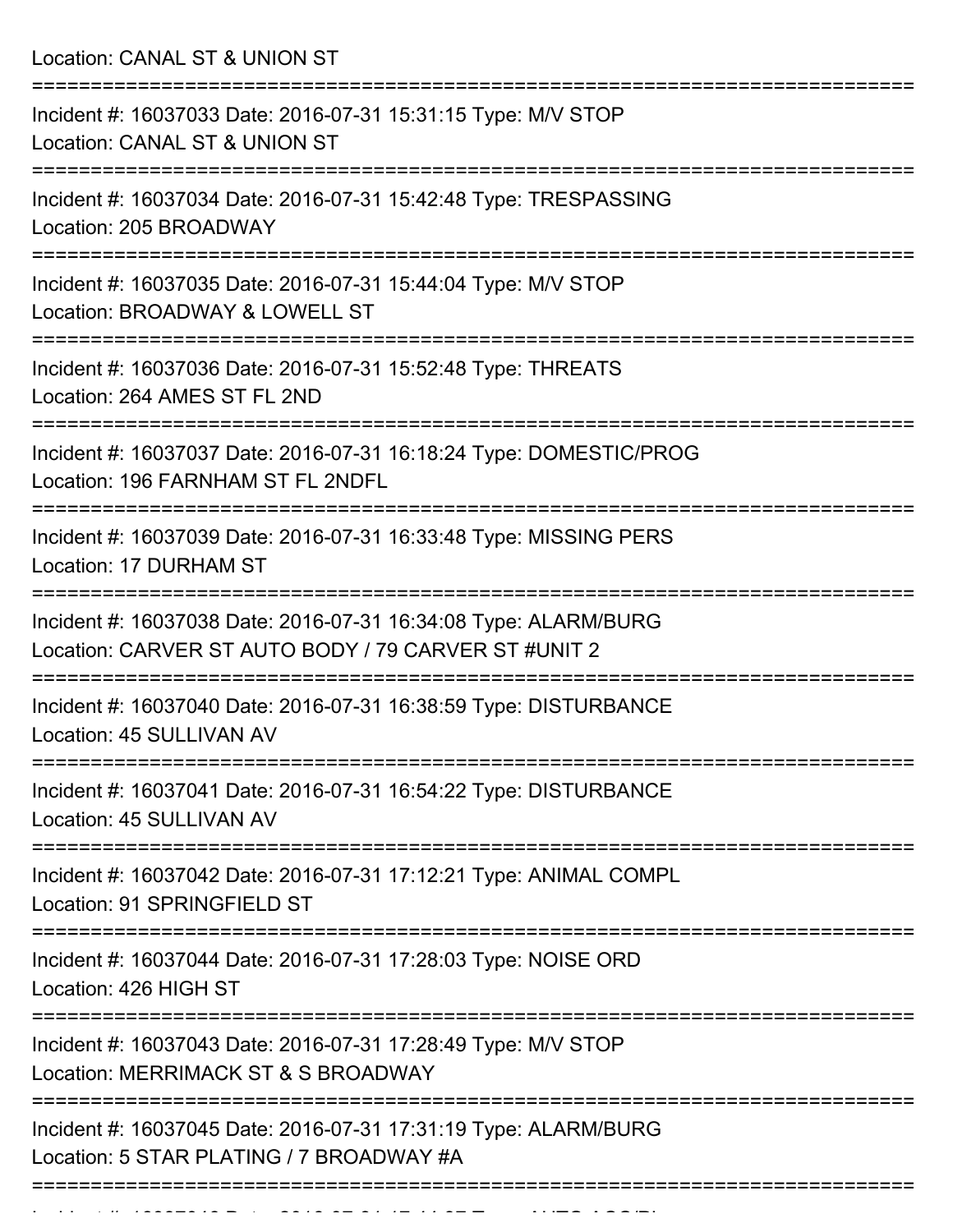Location: CANAL ST & UNION ST

===========================================================================

Incident #: 16037033 Date: 2016-07-31 15:31:15 Type: M/V STOP
Location: CANAL ST & UNION ST

===========================================================================

Incident #: 16037034 Date: 2016-07-31 15:42:48 Type: TRESPASSING
Location: 205 BROADWAY

===========================================================================

Incident #: 16037035 Date: 2016-07-31 15:44:04 Type: M/V STOP
Location: BROADWAY & LOWELL ST

===========================================================================

Incident #: 16037036 Date: 2016-07-31 15:52:48 Type: THREATS
Location: 264 AMES ST FL 2ND

===========================================================================

Incident #: 16037037 Date: 2016-07-31 16:18:24 Type: DOMESTIC/PROG
Location: 196 FARNHAM ST FL 2NDFL

===========================================================================

Incident #: 16037039 Date: 2016-07-31 16:33:48 Type: MISSING PERS
Location: 17 DURHAM ST

===========================================================================

Incident #: 16037038 Date: 2016-07-31 16:34:08 Type: ALARM/BURG
Location: CARVER ST AUTO BODY / 79 CARVER ST #UNIT 2

===========================================================================

Incident #: 16037040 Date: 2016-07-31 16:38:59 Type: DISTURBANCE
Location: 45 SULLIVAN AV

===========================================================================

Incident #: 16037041 Date: 2016-07-31 16:54:22 Type: DISTURBANCE
Location: 45 SULLIVAN AV

===========================================================================

Incident #: 16037042 Date: 2016-07-31 17:12:21 Type: ANIMAL COMPL
Location: 91 SPRINGFIELD ST

===========================================================================

Incident #: 16037044 Date: 2016-07-31 17:28:03 Type: NOISE ORD
Location: 426 HIGH ST

===========================================================================

Incident #: 16037043 Date: 2016-07-31 17:28:49 Type: M/V STOP
Location: MERRIMACK ST & S BROADWAY

===========================================================================

Incident #: 16037045 Date: 2016-07-31 17:31:19 Type: ALARM/BURG
Location: 5 STAR PLATING / 7 BROADWAY #A

===========================================================================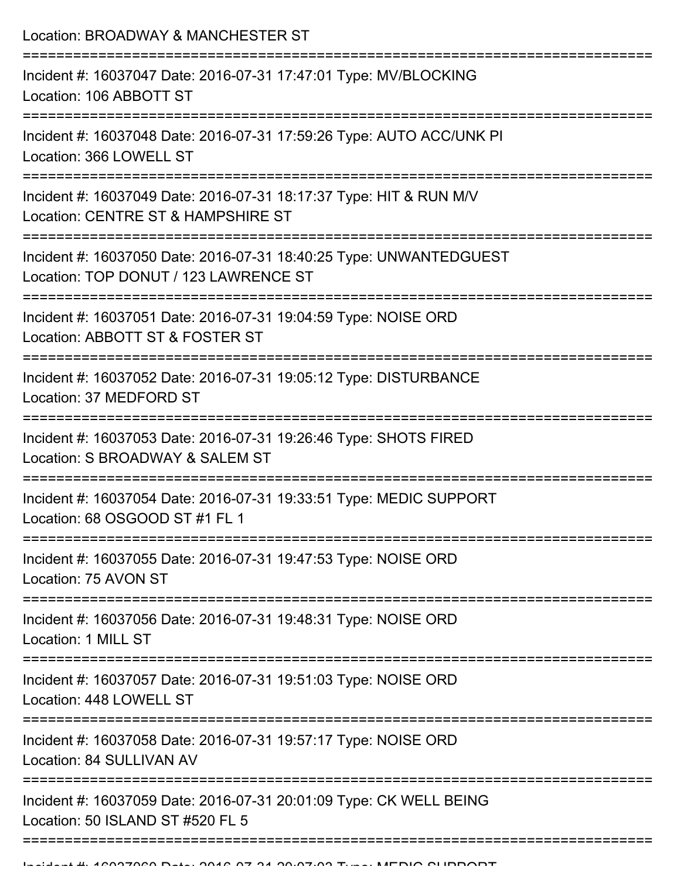Location: BROADWAY & MANCHESTER ST

===========================================================================

Incident #: 16037047 Date: 2016-07-31 17:47:01 Type: MV/BLOCKING
Location: 106 ABBOTT ST

===========================================================================

Incident #: 16037048 Date: 2016-07-31 17:59:26 Type: AUTO ACC/UNK PI
Location: 366 LOWELL ST

===========================================================================

Incident #: 16037049 Date: 2016-07-31 18:17:37 Type: HIT & RUN M/V
Location: CENTRE ST & HAMPSHIRE ST

===========================================================================

Incident #: 16037050 Date: 2016-07-31 18:40:25 Type: UNWANTEDGUEST
Location: TOP DONUT / 123 LAWRENCE ST

===========================================================================

Incident #: 16037051 Date: 2016-07-31 19:04:59 Type: NOISE ORD
Location: ABBOTT ST & FOSTER ST

===========================================================================

Incident #: 16037052 Date: 2016-07-31 19:05:12 Type: DISTURBANCE
Location: 37 MEDFORD ST

===========================================================================

Incident #: 16037053 Date: 2016-07-31 19:26:46 Type: SHOTS FIRED
Location: S BROADWAY & SALEM ST

===========================================================================

Incident #: 16037054 Date: 2016-07-31 19:33:51 Type: MEDIC SUPPORT
Location: 68 OSGOOD ST #1 FL 1

===========================================================================

Incident #: 16037055 Date: 2016-07-31 19:47:53 Type: NOISE ORD
Location: 75 AVON ST

===========================================================================

Incident #: 16037056 Date: 2016-07-31 19:48:31 Type: NOISE ORD
Location: 1 MILL ST

===========================================================================

Incident #: 16037057 Date: 2016-07-31 19:51:03 Type: NOISE ORD
Location: 448 LOWELL ST

===========================================================================

Incident #: 16037058 Date: 2016-07-31 19:57:17 Type: NOISE ORD
Location: 84 SULLIVAN AV

===========================================================================

Incident #: 16037059 Date: 2016-07-31 20:01:09 Type: CK WELL BEING
Location: 50 ISLAND ST #520 FL 5

===========================================================================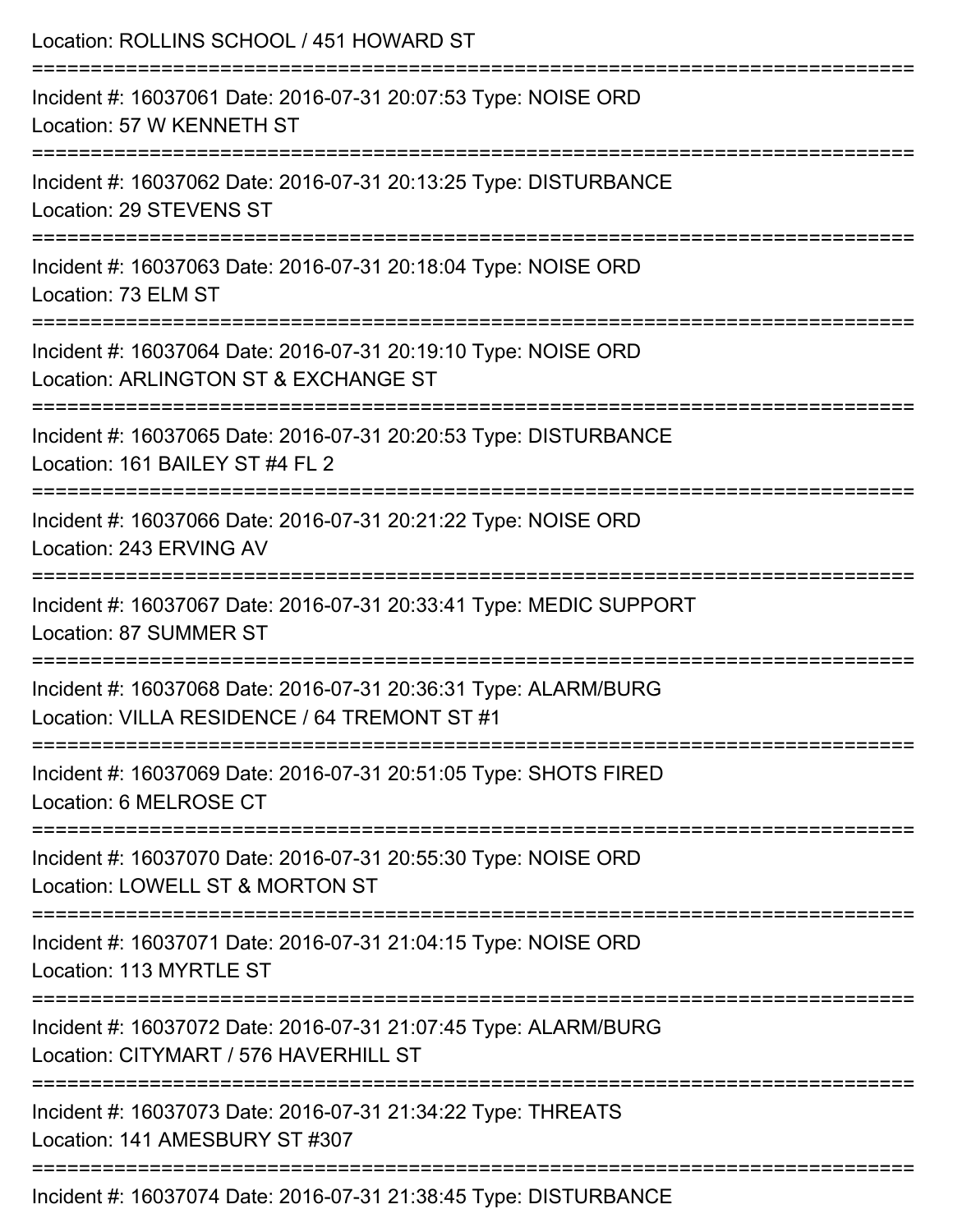Location: ROLLINS SCHOOL / 451 HOWARD ST

===========================================================================

Incident #: 16037061 Date: 2016-07-31 20:07:53 Type: NOISE ORD
Location: 57 W KENNETH ST

===========================================================================

Incident #: 16037062 Date: 2016-07-31 20:13:25 Type: DISTURBANCE
Location: 29 STEVENS ST

===========================================================================

Incident #: 16037063 Date: 2016-07-31 20:18:04 Type: NOISE ORD
Location: 73 ELM ST

===========================================================================

Incident #: 16037064 Date: 2016-07-31 20:19:10 Type: NOISE ORD
Location: ARLINGTON ST & EXCHANGE ST

===========================================================================

Incident #: 16037065 Date: 2016-07-31 20:20:53 Type: DISTURBANCE
Location: 161 BAILEY ST #4 FL 2

===========================================================================

Incident #: 16037066 Date: 2016-07-31 20:21:22 Type: NOISE ORD
Location: 243 ERVING AV

===========================================================================

Incident #: 16037067 Date: 2016-07-31 20:33:41 Type: MEDIC SUPPORT
Location: 87 SUMMER ST

===========================================================================

Incident #: 16037068 Date: 2016-07-31 20:36:31 Type: ALARM/BURG
Location: VILLA RESIDENCE / 64 TREMONT ST #1

===========================================================================

Incident #: 16037069 Date: 2016-07-31 20:51:05 Type: SHOTS FIRED
Location: 6 MELROSE CT

===========================================================================

Incident #: 16037070 Date: 2016-07-31 20:55:30 Type: NOISE ORD
Location: LOWELL ST & MORTON ST

===========================================================================

Incident #: 16037071 Date: 2016-07-31 21:04:15 Type: NOISE ORD
Location: 113 MYRTLE ST

===========================================================================

Incident #: 16037072 Date: 2016-07-31 21:07:45 Type: ALARM/BURG
Location: CITYMART / 576 HAVERHILL ST

===========================================================================

Incident #: 16037073 Date: 2016-07-31 21:34:22 Type: THREATS
Location: 141 AMESBURY ST #307

===========================================================================

Incident #: 16037074 Date: 2016-07-31 21:38:45 Type: DISTURBANCE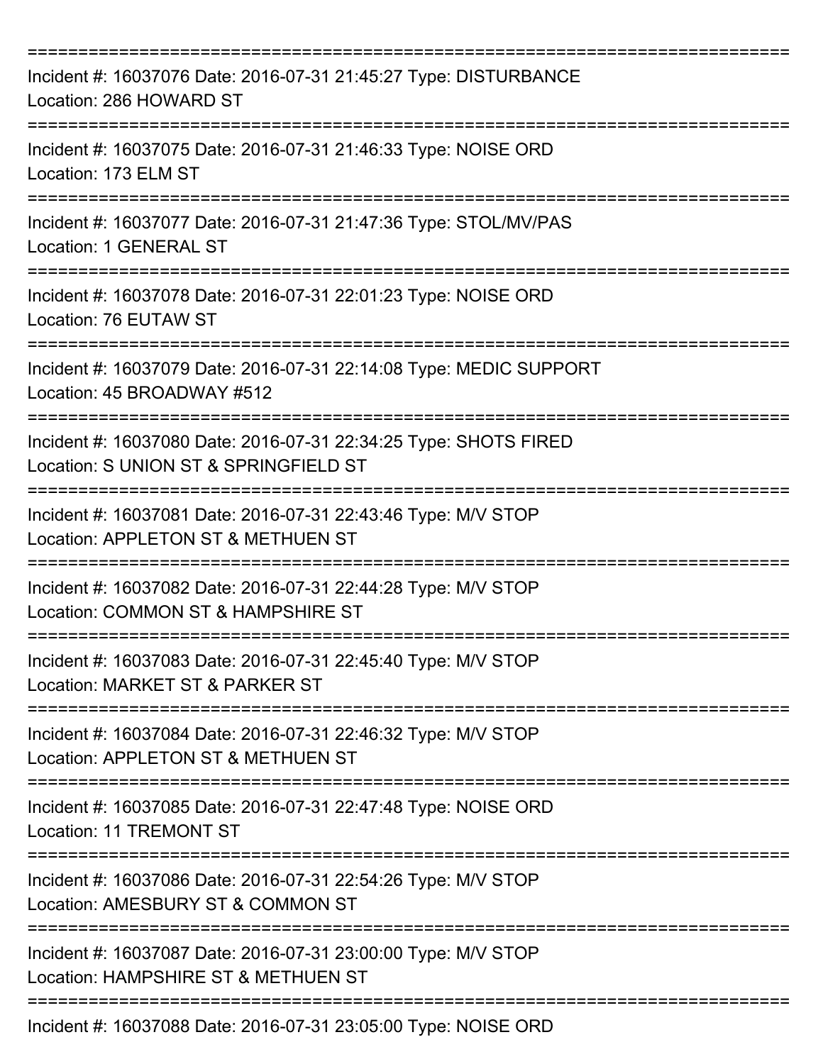===========================================================================

Incident #: 16037076 Date: 2016-07-31 21:45:27 Type: DISTURBANCE
Location: 286 HOWARD ST

===========================================================================

Incident #: 16037075 Date: 2016-07-31 21:46:33 Type: NOISE ORD
Location: 173 ELM ST

===========================================================================

Incident #: 16037077 Date: 2016-07-31 21:47:36 Type: STOL/MV/PAS
Location: 1 GENERAL ST

===========================================================================

Incident #: 16037078 Date: 2016-07-31 22:01:23 Type: NOISE ORD
Location: 76 EUTAW ST

===========================================================================

Incident #: 16037079 Date: 2016-07-31 22:14:08 Type: MEDIC SUPPORT
Location: 45 BROADWAY #512

===========================================================================

Incident #: 16037080 Date: 2016-07-31 22:34:25 Type: SHOTS FIRED
Location: S UNION ST & SPRINGFIELD ST

===========================================================================

Incident #: 16037081 Date: 2016-07-31 22:43:46 Type: M/V STOP
Location: APPLETON ST & METHUEN ST

===========================================================================

Incident #: 16037082 Date: 2016-07-31 22:44:28 Type: M/V STOP
Location: COMMON ST & HAMPSHIRE ST

===========================================================================

Incident #: 16037083 Date: 2016-07-31 22:45:40 Type: M/V STOP
Location: MARKET ST & PARKER ST

===========================================================================

Incident #: 16037084 Date: 2016-07-31 22:46:32 Type: M/V STOP
Location: APPLETON ST & METHUEN ST

===========================================================================

Incident #: 16037085 Date: 2016-07-31 22:47:48 Type: NOISE ORD
Location: 11 TREMONT ST

===========================================================================

Incident #: 16037086 Date: 2016-07-31 22:54:26 Type: M/V STOP
Location: AMESBURY ST & COMMON ST

===========================================================================

Incident #: 16037087 Date: 2016-07-31 23:00:00 Type: M/V STOP
Location: HAMPSHIRE ST & METHUEN ST

===========================================================================

Incident #: 16037088 Date: 2016-07-31 23:05:00 Type: NOISE ORD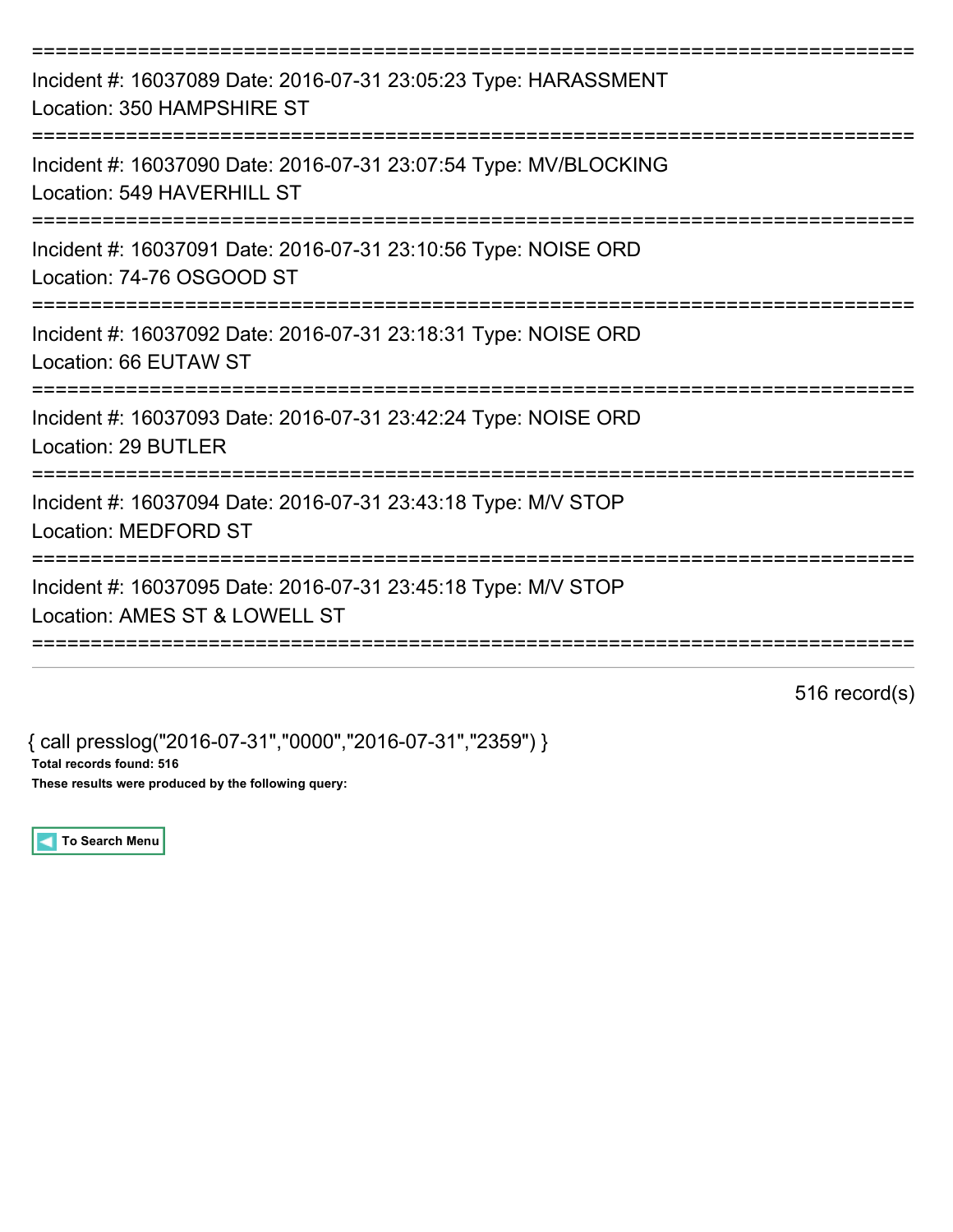Incident #: 16037089 Date: 2016-07-31 23:05:23 Type: HARASSMENT
Location: 350 HAMPSHIRE ST

Incident #: 16037090 Date: 2016-07-31 23:07:54 Type: MV/BLOCKING
Location: 549 HAVERHILL ST

Incident #: 16037091 Date: 2016-07-31 23:10:56 Type: NOISE ORD
Location: 74-76 OSGOOD ST

Incident #: 16037092 Date: 2016-07-31 23:18:31 Type: NOISE ORD
Location: 66 EUTAW ST

Incident #: 16037093 Date: 2016-07-31 23:42:24 Type: NOISE ORD
Location: 29 BUTLER

Incident #: 16037094 Date: 2016-07-31 23:43:18 Type: M/V STOP
Location: MEDFORD ST

Incident #: 16037095 Date: 2016-07-31 23:45:18 Type: M/V STOP
Location: AMES ST & LOWELL ST

516 record(s)

{ call presslog("2016-07-31","0000","2016-07-31","2359") }

**Total records found: 516**

**These results were produced by the following query:**

To Search Menu